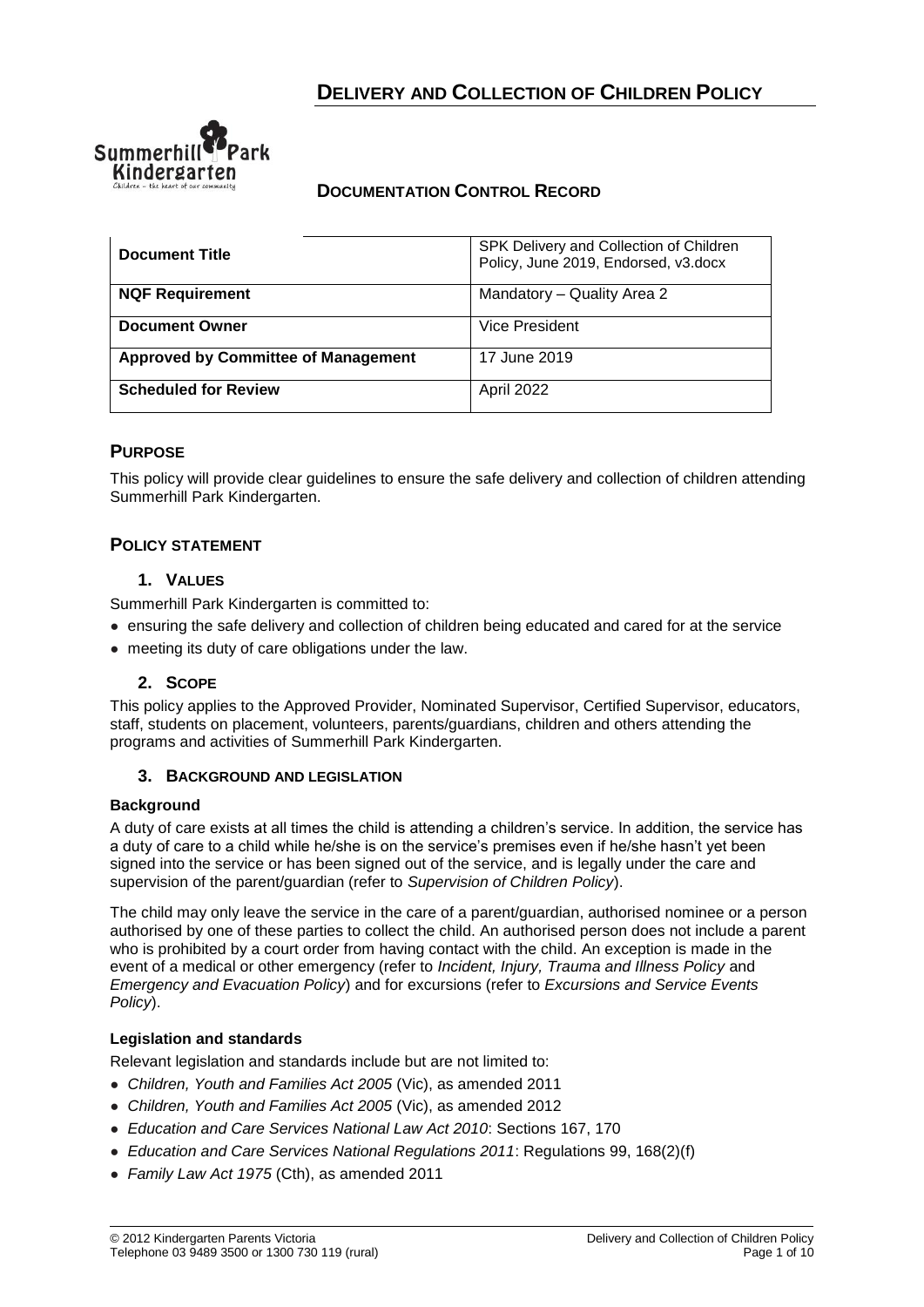# DELIVERY AND COLLECTION OF CHILDREN POLICY

## DOCUMENTATION CONTROL RECORD

| Document Title | SPK Delivery and Collection of Children Policy, June 2019, Endorsed, v3.docx |
|---|---|
| **NQF Requirement** | Mandatory – Quality Area 2 |
| **Document Owner** | Vice President |
| **Approved by Committee of Management** | 17 June 2019 |
| **Scheduled for Review** | April 2022 |

## PURPOSE

This policy will provide clear guidelines to ensure the safe delivery and collection of children attending Summerhill Park Kindergarten.

## POLICY STATEMENT

### 1. VALUES

Summerhill Park Kindergarten is committed to:

- ensuring the safe delivery and collection of children being educated and cared for at the service
- meeting its duty of care obligations under the law.

### 2. SCOPE

This policy applies to the Approved Provider, Nominated Supervisor, Certified Supervisor, educators, staff, students on placement, volunteers, parents/guardians, children and others attending the programs and activities of Summerhill Park Kindergarten.

### 3. BACKGROUND AND LEGISLATION

**Background**

A duty of care exists at all times the child is attending a children's service. In addition, the service has a duty of care to a child while he/she is on the service's premises even if he/she hasn't yet been signed into the service or has been signed out of the service, and is legally under the care and supervision of the parent/guardian (refer to *Supervision of Children Policy*).

The child may only leave the service in the care of a parent/guardian, authorised nominee or a person authorised by one of these parties to collect the child. An authorised person does not include a parent who is prohibited by a court order from having contact with the child. An exception is made in the event of a medical or other emergency (refer to *Incident, Injury, Trauma and Illness Policy* and *Emergency and Evacuation Policy*) and for excursions (refer to *Excursions and Service Events Policy*).

**Legislation and standards**

Relevant legislation and standards include but are not limited to:

- *Children, Youth and Families Act 2005* (Vic), as amended 2011
- *Children, Youth and Families Act 2005* (Vic), as amended 2012
- *Education and Care Services National Law Act 2010*: Sections 167, 170
- *Education and Care Services National Regulations 2011*: Regulations 99, 168(2)(f)
- *Family Law Act 1975* (Cth), as amended 2011

© 2012 Kindergarten Parents Victoria
Telephone 03 9489 3500 or 1300 730 119 (rural)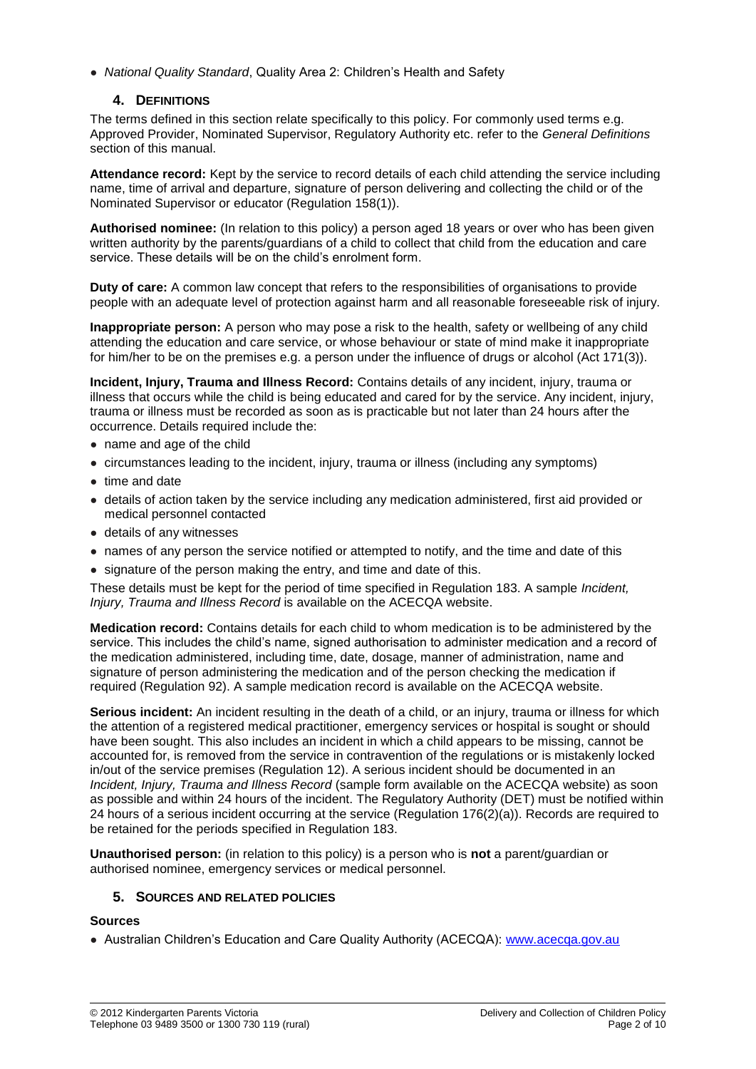- *National Quality Standard*, Quality Area 2: Children's Health and Safety

## 4. DEFINITIONS

The terms defined in this section relate specifically to this policy. For commonly used terms e.g. Approved Provider, Nominated Supervisor, Regulatory Authority etc. refer to the *General Definitions* section of this manual.

**Attendance record:** Kept by the service to record details of each child attending the service including name, time of arrival and departure, signature of person delivering and collecting the child or of the Nominated Supervisor or educator (Regulation 158(1)).

**Authorised nominee:** (In relation to this policy) a person aged 18 years or over who has been given written authority by the parents/guardians of a child to collect that child from the education and care service. These details will be on the child's enrolment form.

**Duty of care:** A common law concept that refers to the responsibilities of organisations to provide people with an adequate level of protection against harm and all reasonable foreseeable risk of injury.

**Inappropriate person:** A person who may pose a risk to the health, safety or wellbeing of any child attending the education and care service, or whose behaviour or state of mind make it inappropriate for him/her to be on the premises e.g. a person under the influence of drugs or alcohol (Act 171(3)).

**Incident, Injury, Trauma and Illness Record:** Contains details of any incident, injury, trauma or illness that occurs while the child is being educated and cared for by the service. Any incident, injury, trauma or illness must be recorded as soon as is practicable but not later than 24 hours after the occurrence. Details required include the:

- name and age of the child
- circumstances leading to the incident, injury, trauma or illness (including any symptoms)
- time and date
- details of action taken by the service including any medication administered, first aid provided or medical personnel contacted
- details of any witnesses
- names of any person the service notified or attempted to notify, and the time and date of this
- signature of the person making the entry, and time and date of this.

These details must be kept for the period of time specified in Regulation 183. A sample *Incident, Injury, Trauma and Illness Record* is available on the ACECQA website.

**Medication record:** Contains details for each child to whom medication is to be administered by the service. This includes the child's name, signed authorisation to administer medication and a record of the medication administered, including time, date, dosage, manner of administration, name and signature of person administering the medication and of the person checking the medication if required (Regulation 92). A sample medication record is available on the ACECQA website.

**Serious incident:** An incident resulting in the death of a child, or an injury, trauma or illness for which the attention of a registered medical practitioner, emergency services or hospital is sought or should have been sought. This also includes an incident in which a child appears to be missing, cannot be accounted for, is removed from the service in contravention of the regulations or is mistakenly locked in/out of the service premises (Regulation 12). A serious incident should be documented in an *Incident, Injury, Trauma and Illness Record* (sample form available on the ACECQA website) as soon as possible and within 24 hours of the incident. The Regulatory Authority (DET) must be notified within 24 hours of a serious incident occurring at the service (Regulation 176(2)(a)). Records are required to be retained for the periods specified in Regulation 183.

**Unauthorised person:** (in relation to this policy) is a person who is **not** a parent/guardian or authorised nominee, emergency services or medical personnel.

## 5. SOURCES AND RELATED POLICIES

### Sources

- Australian Children's Education and Care Quality Authority (ACECQA): www.acecqa.gov.au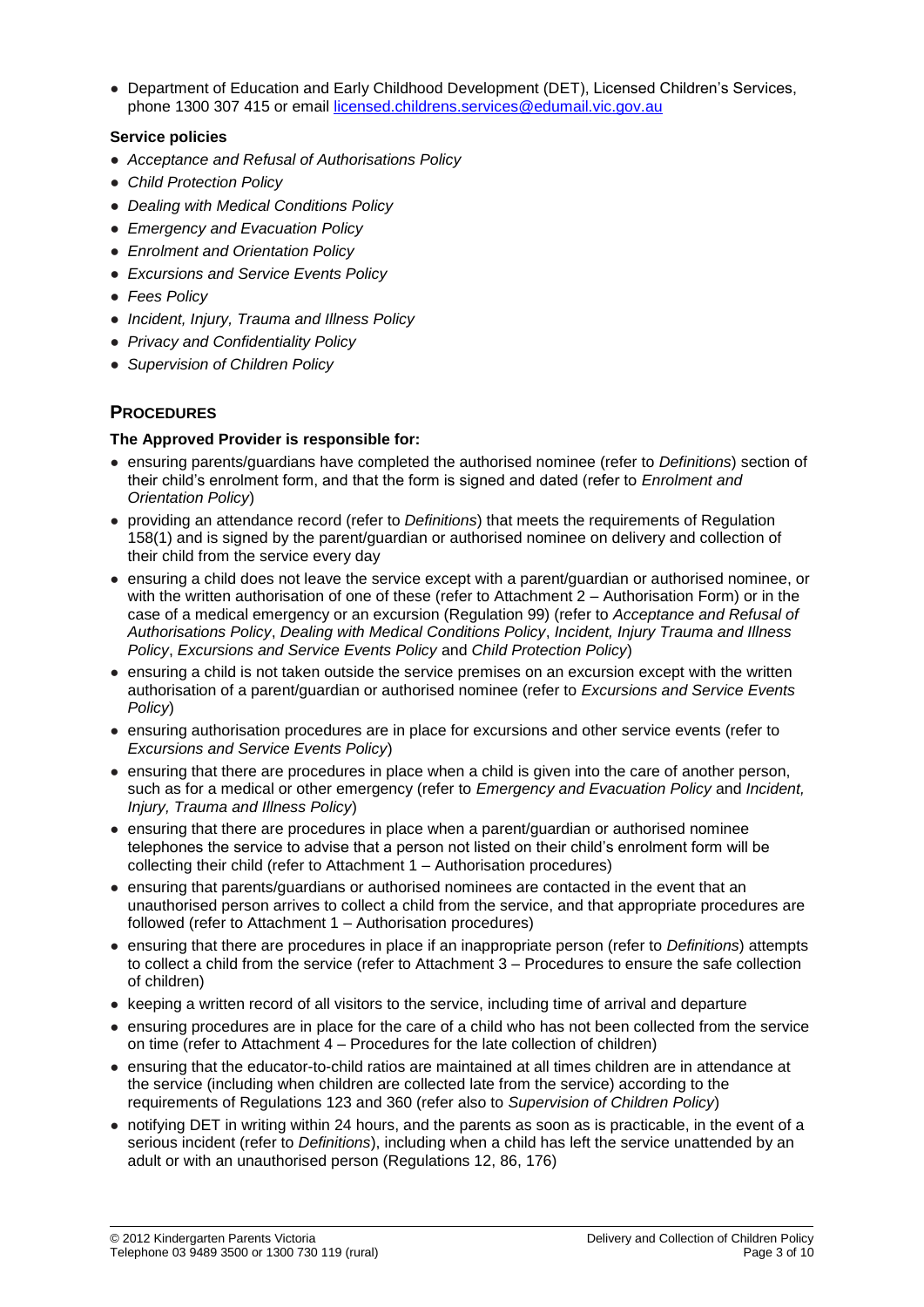- Department of Education and Early Childhood Development (DET), Licensed Children's Services, phone 1300 307 415 or email licensed.childrens.services@edumail.vic.gov.au

**Service policies**

- *Acceptance and Refusal of Authorisations Policy*
- *Child Protection Policy*
- *Dealing with Medical Conditions Policy*
- *Emergency and Evacuation Policy*
- *Enrolment and Orientation Policy*
- *Excursions and Service Events Policy*
- *Fees Policy*
- *Incident, Injury, Trauma and Illness Policy*
- *Privacy and Confidentiality Policy*
- *Supervision of Children Policy*

## PROCEDURES

**The Approved Provider is responsible for:**

- ensuring parents/guardians have completed the authorised nominee (refer to *Definitions*) section of their child's enrolment form, and that the form is signed and dated (refer to *Enrolment and Orientation Policy*)
- providing an attendance record (refer to *Definitions*) that meets the requirements of Regulation 158(1) and is signed by the parent/guardian or authorised nominee on delivery and collection of their child from the service every day
- ensuring a child does not leave the service except with a parent/guardian or authorised nominee, or with the written authorisation of one of these (refer to Attachment 2 – Authorisation Form) or in the case of a medical emergency or an excursion (Regulation 99) (refer to *Acceptance and Refusal of Authorisations Policy*, *Dealing with Medical Conditions Policy*, *Incident, Injury Trauma and Illness Policy*, *Excursions and Service Events Policy* and *Child Protection Policy*)
- ensuring a child is not taken outside the service premises on an excursion except with the written authorisation of a parent/guardian or authorised nominee (refer to *Excursions and Service Events Policy*)
- ensuring authorisation procedures are in place for excursions and other service events (refer to *Excursions and Service Events Policy*)
- ensuring that there are procedures in place when a child is given into the care of another person, such as for a medical or other emergency (refer to *Emergency and Evacuation Policy* and *Incident, Injury, Trauma and Illness Policy*)
- ensuring that there are procedures in place when a parent/guardian or authorised nominee telephones the service to advise that a person not listed on their child's enrolment form will be collecting their child (refer to Attachment 1 – Authorisation procedures)
- ensuring that parents/guardians or authorised nominees are contacted in the event that an unauthorised person arrives to collect a child from the service, and that appropriate procedures are followed (refer to Attachment 1 – Authorisation procedures)
- ensuring that there are procedures in place if an inappropriate person (refer to *Definitions*) attempts to collect a child from the service (refer to Attachment 3 – Procedures to ensure the safe collection of children)
- keeping a written record of all visitors to the service, including time of arrival and departure
- ensuring procedures are in place for the care of a child who has not been collected from the service on time (refer to Attachment 4 – Procedures for the late collection of children)
- ensuring that the educator-to-child ratios are maintained at all times children are in attendance at the service (including when children are collected late from the service) according to the requirements of Regulations 123 and 360 (refer also to *Supervision of Children Policy*)
- notifying DET in writing within 24 hours, and the parents as soon as is practicable, in the event of a serious incident (refer to *Definitions*), including when a child has left the service unattended by an adult or with an unauthorised person (Regulations 12, 86, 176)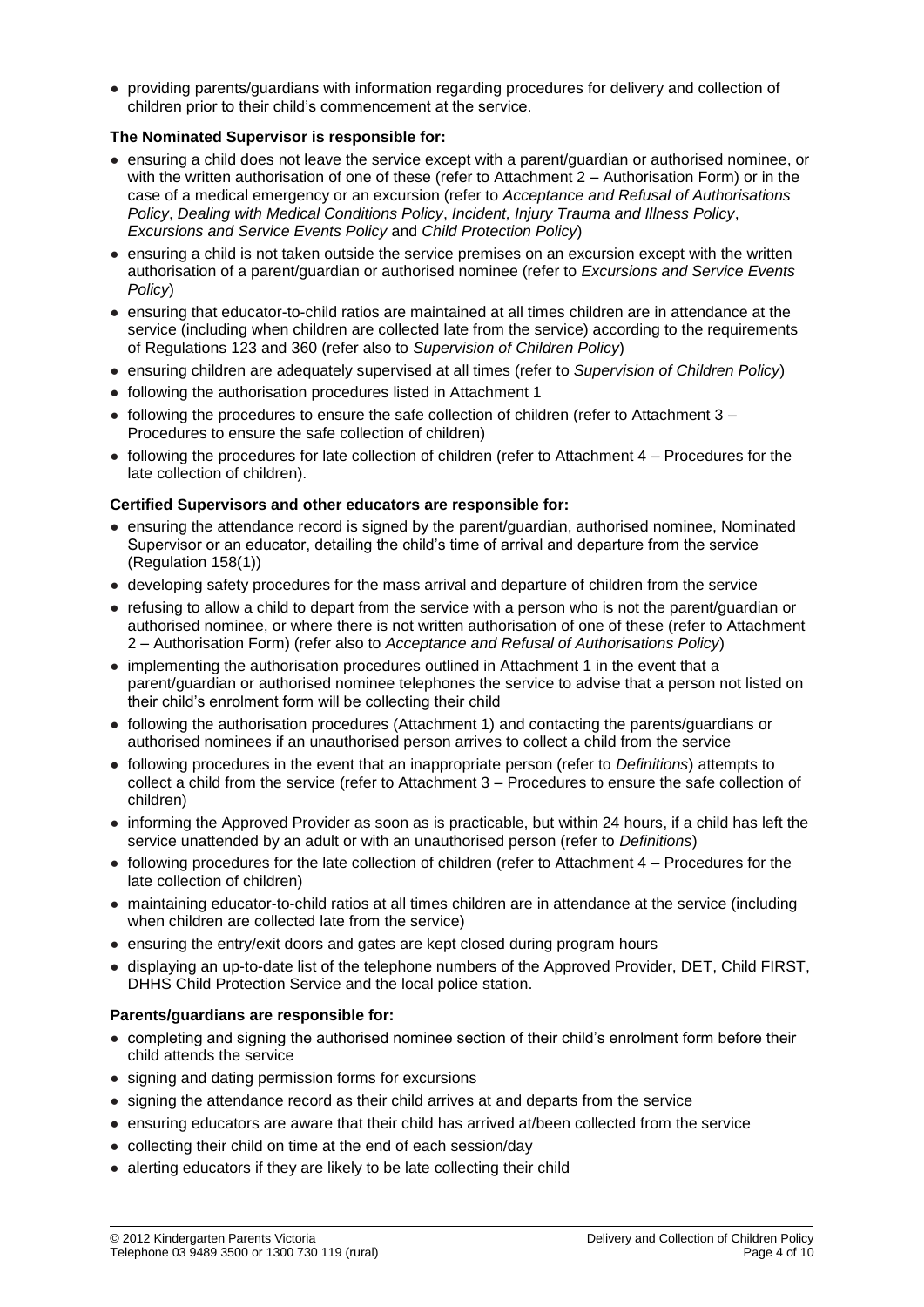- providing parents/guardians with information regarding procedures for delivery and collection of children prior to their child's commencement at the service.

**The Nominated Supervisor is responsible for:**

- ensuring a child does not leave the service except with a parent/guardian or authorised nominee, or with the written authorisation of one of these (refer to Attachment 2 – Authorisation Form) or in the case of a medical emergency or an excursion (refer to *Acceptance and Refusal of Authorisations Policy*, *Dealing with Medical Conditions Policy*, *Incident, Injury Trauma and Illness Policy*, *Excursions and Service Events Policy* and *Child Protection Policy*)
- ensuring a child is not taken outside the service premises on an excursion except with the written authorisation of a parent/guardian or authorised nominee (refer to *Excursions and Service Events Policy*)
- ensuring that educator-to-child ratios are maintained at all times children are in attendance at the service (including when children are collected late from the service) according to the requirements of Regulations 123 and 360 (refer also to *Supervision of Children Policy*)
- ensuring children are adequately supervised at all times (refer to *Supervision of Children Policy*)
- following the authorisation procedures listed in Attachment 1
- following the procedures to ensure the safe collection of children (refer to Attachment 3 – Procedures to ensure the safe collection of children)
- following the procedures for late collection of children (refer to Attachment 4 – Procedures for the late collection of children).

**Certified Supervisors and other educators are responsible for:**

- ensuring the attendance record is signed by the parent/guardian, authorised nominee, Nominated Supervisor or an educator, detailing the child's time of arrival and departure from the service (Regulation 158(1))
- developing safety procedures for the mass arrival and departure of children from the service
- refusing to allow a child to depart from the service with a person who is not the parent/guardian or authorised nominee, or where there is not written authorisation of one of these (refer to Attachment 2 – Authorisation Form) (refer also to *Acceptance and Refusal of Authorisations Policy*)
- implementing the authorisation procedures outlined in Attachment 1 in the event that a parent/guardian or authorised nominee telephones the service to advise that a person not listed on their child's enrolment form will be collecting their child
- following the authorisation procedures (Attachment 1) and contacting the parents/guardians or authorised nominees if an unauthorised person arrives to collect a child from the service
- following procedures in the event that an inappropriate person (refer to *Definitions*) attempts to collect a child from the service (refer to Attachment 3 – Procedures to ensure the safe collection of children)
- informing the Approved Provider as soon as is practicable, but within 24 hours, if a child has left the service unattended by an adult or with an unauthorised person (refer to *Definitions*)
- following procedures for the late collection of children (refer to Attachment 4 – Procedures for the late collection of children)
- maintaining educator-to-child ratios at all times children are in attendance at the service (including when children are collected late from the service)
- ensuring the entry/exit doors and gates are kept closed during program hours
- displaying an up-to-date list of the telephone numbers of the Approved Provider, DET, Child FIRST, DHHS Child Protection Service and the local police station.

**Parents/guardians are responsible for:**

- completing and signing the authorised nominee section of their child's enrolment form before their child attends the service
- signing and dating permission forms for excursions
- signing the attendance record as their child arrives at and departs from the service
- ensuring educators are aware that their child has arrived at/been collected from the service
- collecting their child on time at the end of each session/day
- alerting educators if they are likely to be late collecting their child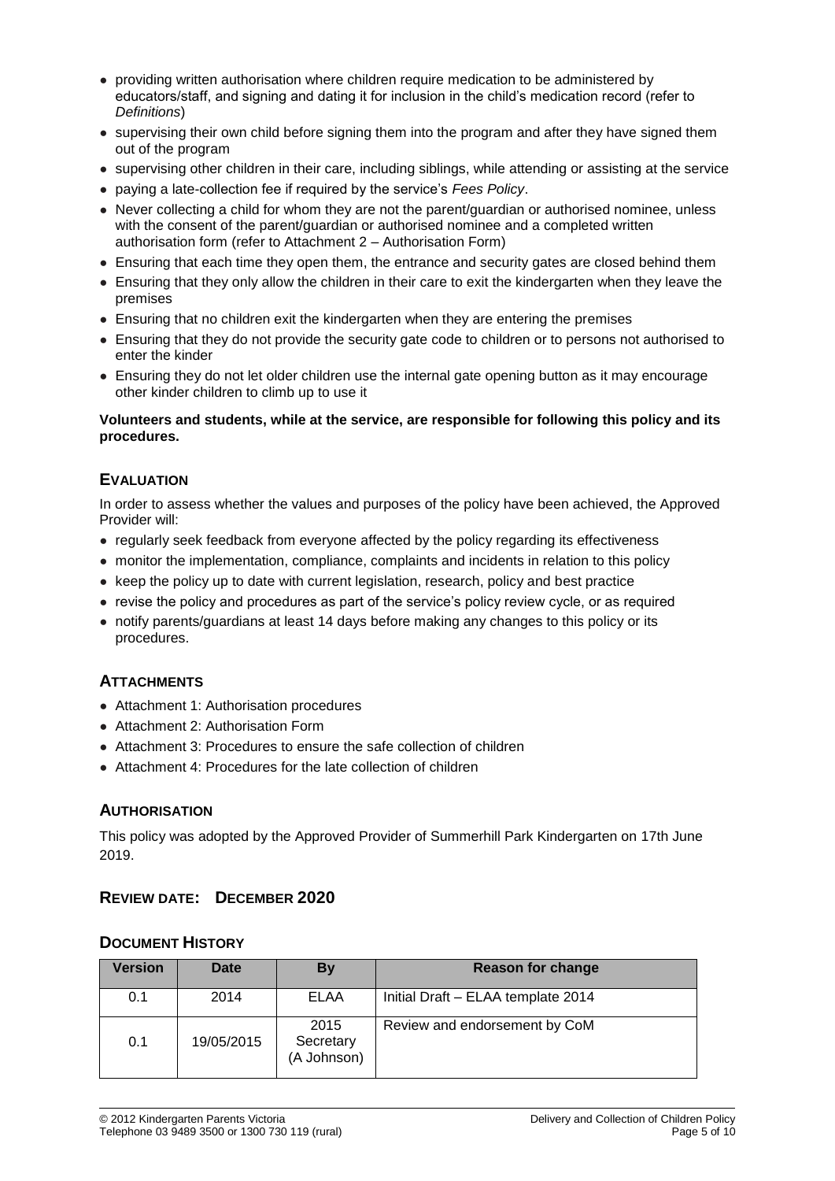- providing written authorisation where children require medication to be administered by educators/staff, and signing and dating it for inclusion in the child's medication record (refer to *Definitions*)
- supervising their own child before signing them into the program and after they have signed them out of the program
- supervising other children in their care, including siblings, while attending or assisting at the service
- paying a late-collection fee if required by the service's *Fees Policy*.
- Never collecting a child for whom they are not the parent/guardian or authorised nominee, unless with the consent of the parent/guardian or authorised nominee and a completed written authorisation form (refer to Attachment 2 – Authorisation Form)
- Ensuring that each time they open them, the entrance and security gates are closed behind them
- Ensuring that they only allow the children in their care to exit the kindergarten when they leave the premises
- Ensuring that no children exit the kindergarten when they are entering the premises
- Ensuring that they do not provide the security gate code to children or to persons not authorised to enter the kinder
- Ensuring they do not let older children use the internal gate opening button as it may encourage other kinder children to climb up to use it

**Volunteers and students, while at the service, are responsible for following this policy and its procedures.**

## Evaluation

In order to assess whether the values and purposes of the policy have been achieved, the Approved Provider will:

- regularly seek feedback from everyone affected by the policy regarding its effectiveness
- monitor the implementation, compliance, complaints and incidents in relation to this policy
- keep the policy up to date with current legislation, research, policy and best practice
- revise the policy and procedures as part of the service's policy review cycle, or as required
- notify parents/guardians at least 14 days before making any changes to this policy or its procedures.

## Attachments

- Attachment 1: Authorisation procedures
- Attachment 2: Authorisation Form
- Attachment 3: Procedures to ensure the safe collection of children
- Attachment 4: Procedures for the late collection of children

## Authorisation

This policy was adopted by the Approved Provider of Summerhill Park Kindergarten on 17th June 2019.

## Review date: December 2020

## Document History

| Version | Date | By | Reason for change |
|---|---|---|---|
| 0.1 | 2014 | ELAA | Initial Draft – ELAA template 2014 |
| 0.1 | 19/05/2015 | 2015 Secretary (A Johnson) | Review and endorsement by CoM |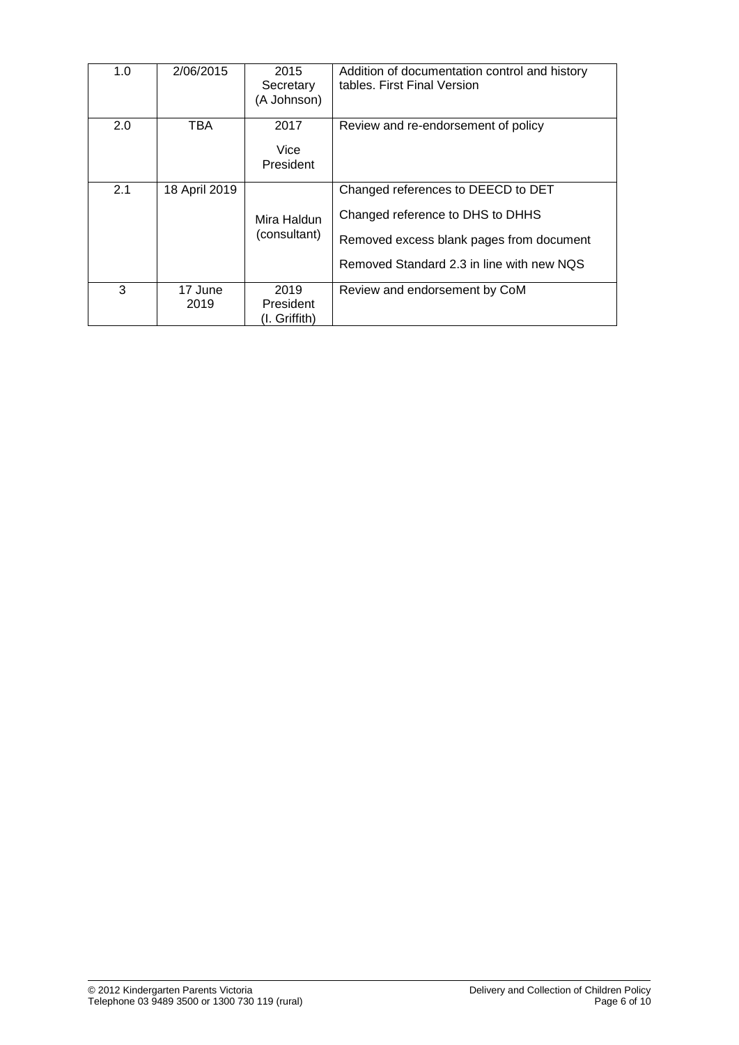| 1.0 | 2/06/2015 | 2015 Secretary (A Johnson) | Addition of documentation control and history tables. First Final Version |
|---|---|---|---|
| 2.0 | TBA | 2017 Vice President | Review and re-endorsement of policy |
| 2.1 | 18 April 2019 | Mira Haldun (consultant) | Changed references to DEECD to DET<br>Changed reference to DHS to DHHS<br>Removed excess blank pages from document<br>Removed Standard 2.3 in line with new NQS |
| 3 | 17 June 2019 | 2019 President (I. Griffith) | Review and endorsement by CoM |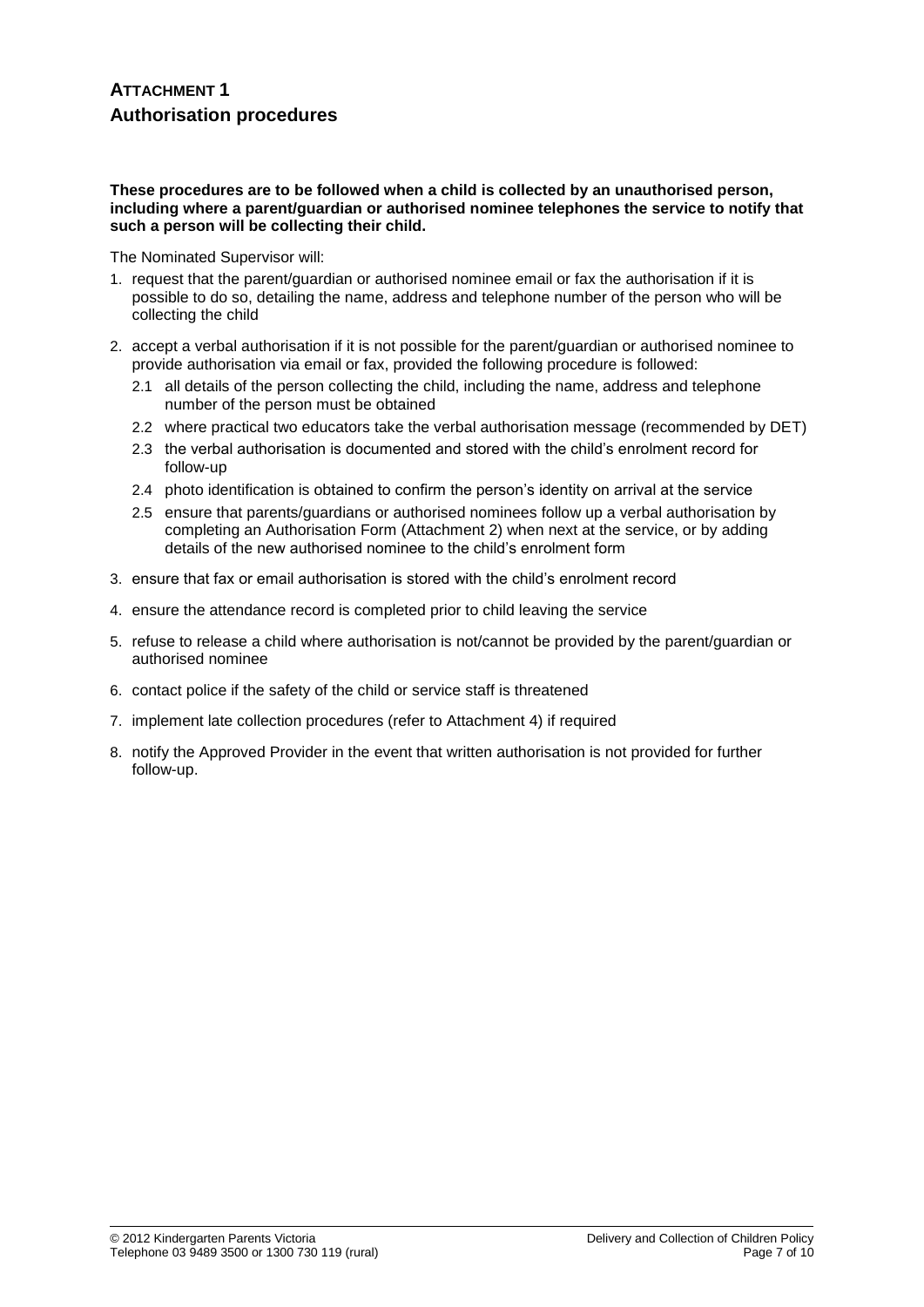# ATTACHMENT 1
## Authorisation procedures

**These procedures are to be followed when a child is collected by an unauthorised person, including where a parent/guardian or authorised nominee telephones the service to notify that such a person will be collecting their child.**

The Nominated Supervisor will:

1. request that the parent/guardian or authorised nominee email or fax the authorisation if it is possible to do so, detailing the name, address and telephone number of the person who will be collecting the child
2. accept a verbal authorisation if it is not possible for the parent/guardian or authorised nominee to provide authorisation via email or fax, provided the following procedure is followed:
   - 2.1 all details of the person collecting the child, including the name, address and telephone number of the person must be obtained
   - 2.2 where practical two educators take the verbal authorisation message (recommended by DET)
   - 2.3 the verbal authorisation is documented and stored with the child's enrolment record for follow-up
   - 2.4 photo identification is obtained to confirm the person's identity on arrival at the service
   - 2.5 ensure that parents/guardians or authorised nominees follow up a verbal authorisation by completing an Authorisation Form (Attachment 2) when next at the service, or by adding details of the new authorised nominee to the child's enrolment form
3. ensure that fax or email authorisation is stored with the child's enrolment record
4. ensure the attendance record is completed prior to child leaving the service
5. refuse to release a child where authorisation is not/cannot be provided by the parent/guardian or authorised nominee
6. contact police if the safety of the child or service staff is threatened
7. implement late collection procedures (refer to Attachment 4) if required
8. notify the Approved Provider in the event that written authorisation is not provided for further follow-up.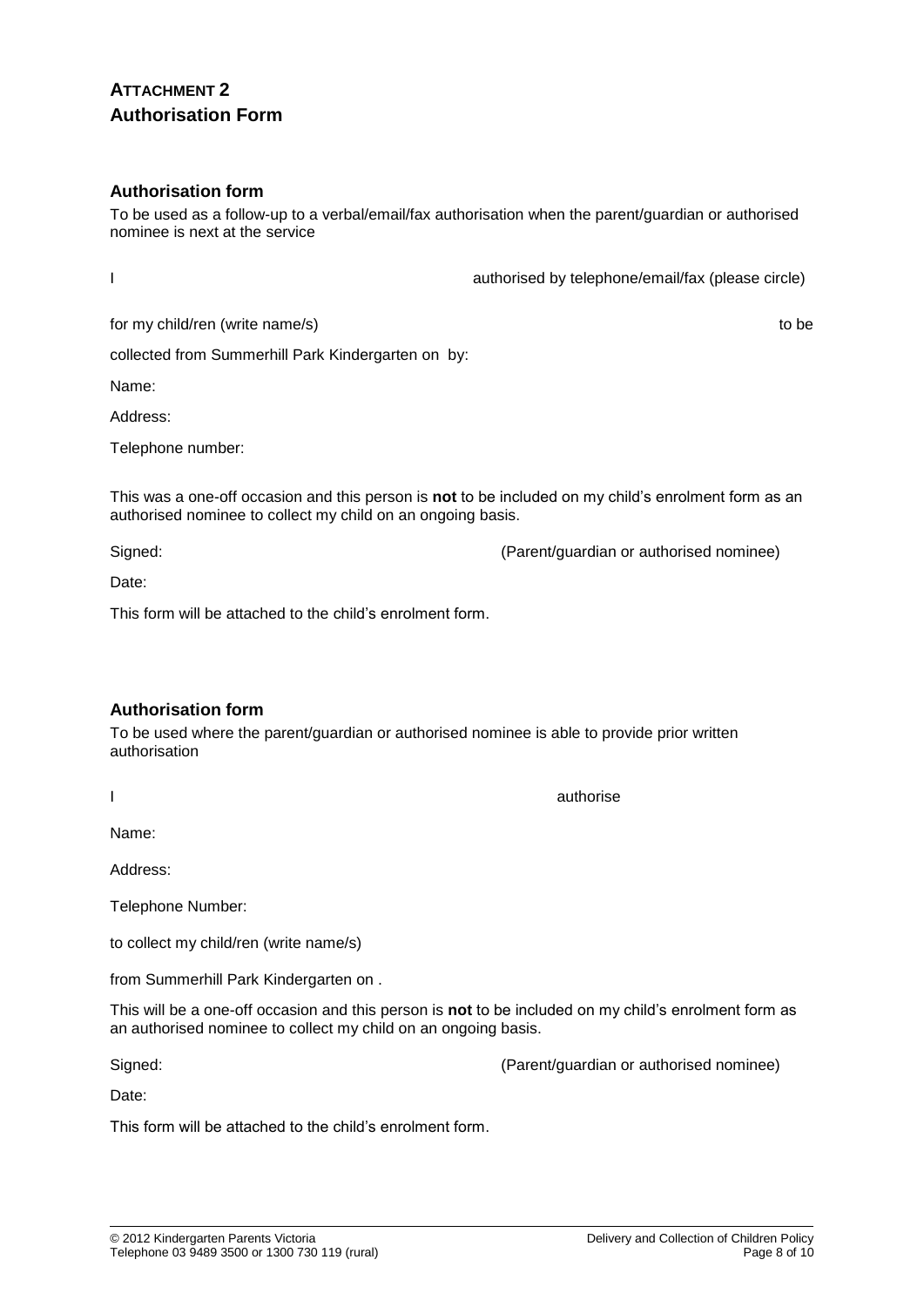## ATTACHMENT 2
## Authorisation Form

### Authorisation form

To be used as a follow-up to a verbal/email/fax authorisation when the parent/guardian or authorised nominee is next at the service

I                                        authorised by telephone/email/fax (please circle)

for my child/ren (write name/s)                                        to be

collected from Summerhill Park Kindergarten on  by:

Name:

Address:

Telephone number:

This was a one-off occasion and this person is **not** to be included on my child's enrolment form as an authorised nominee to collect my child on an ongoing basis.

Signed:                                        (Parent/guardian or authorised nominee)

Date:

This form will be attached to the child's enrolment form.

### Authorisation form

To be used where the parent/guardian or authorised nominee is able to provide prior written authorisation

I                                        authorise

Name:

Address:

Telephone Number:

to collect my child/ren (write name/s)

from Summerhill Park Kindergarten on .

This will be a one-off occasion and this person is **not** to be included on my child's enrolment form as an authorised nominee to collect my child on an ongoing basis.

Signed:                                        (Parent/guardian or authorised nominee)

Date:

This form will be attached to the child's enrolment form.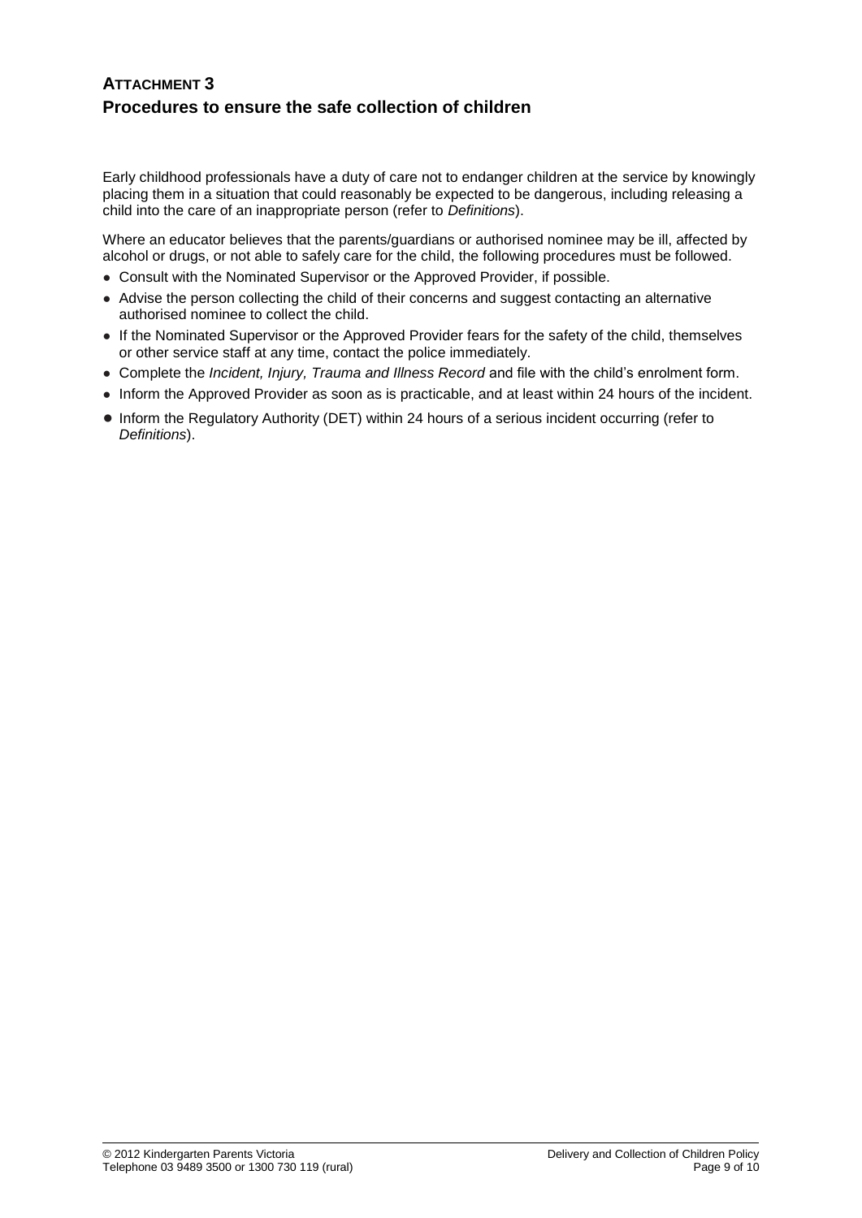## ATTACHMENT 3
## Procedures to ensure the safe collection of children

Early childhood professionals have a duty of care not to endanger children at the service by knowingly placing them in a situation that could reasonably be expected to be dangerous, including releasing a child into the care of an inappropriate person (refer to *Definitions*).

Where an educator believes that the parents/guardians or authorised nominee may be ill, affected by alcohol or drugs, or not able to safely care for the child, the following procedures must be followed.

- Consult with the Nominated Supervisor or the Approved Provider, if possible.
- Advise the person collecting the child of their concerns and suggest contacting an alternative authorised nominee to collect the child.
- If the Nominated Supervisor or the Approved Provider fears for the safety of the child, themselves or other service staff at any time, contact the police immediately.
- Complete the *Incident, Injury, Trauma and Illness Record* and file with the child's enrolment form.
- Inform the Approved Provider as soon as is practicable, and at least within 24 hours of the incident.
- Inform the Regulatory Authority (DET) within 24 hours of a serious incident occurring (refer to *Definitions*).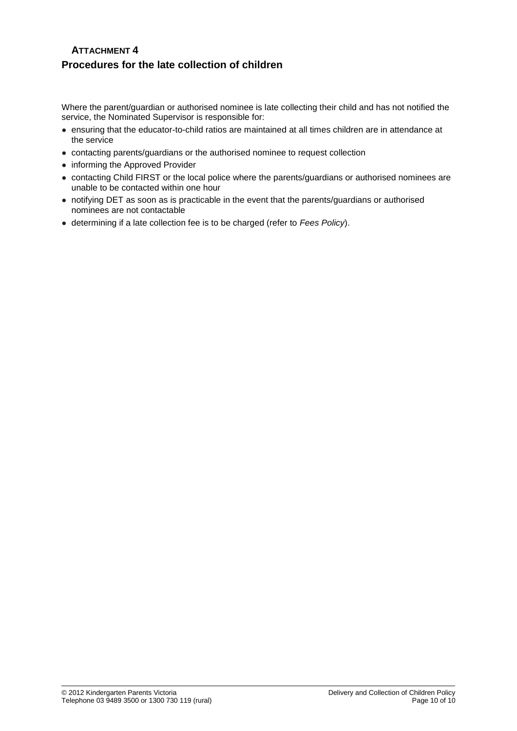## ATTACHMENT 4

## Procedures for the late collection of children

Where the parent/guardian or authorised nominee is late collecting their child and has not notified the service, the Nominated Supervisor is responsible for:

- ensuring that the educator-to-child ratios are maintained at all times children are in attendance at the service
- contacting parents/guardians or the authorised nominee to request collection
- informing the Approved Provider
- contacting Child FIRST or the local police where the parents/guardians or authorised nominees are unable to be contacted within one hour
- notifying DET as soon as is practicable in the event that the parents/guardians or authorised nominees are not contactable
- determining if a late collection fee is to be charged (refer to *Fees Policy*).